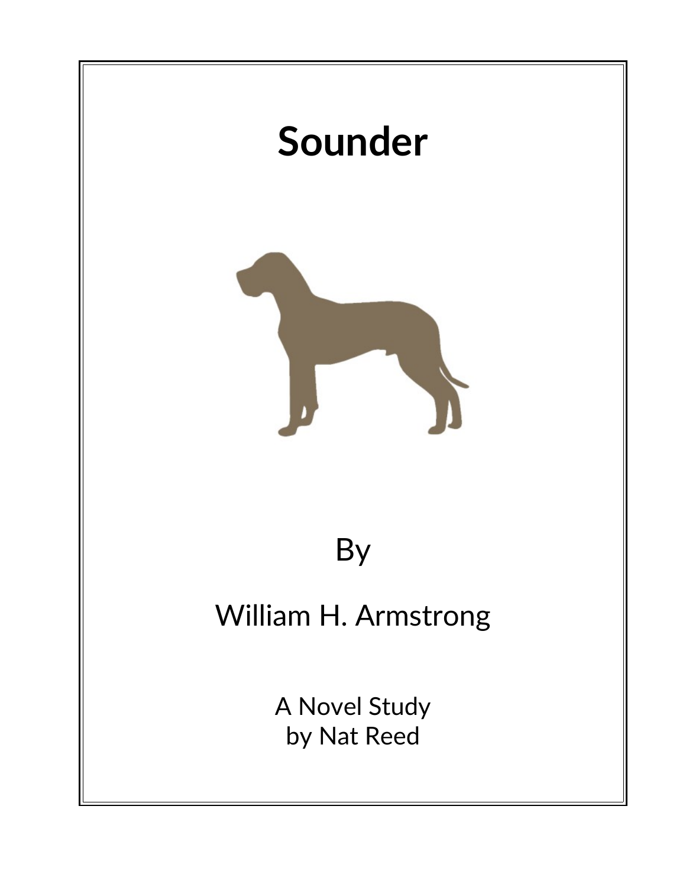# Sounder

By

William H. Armstrong

A Novel Study
by Nat Reed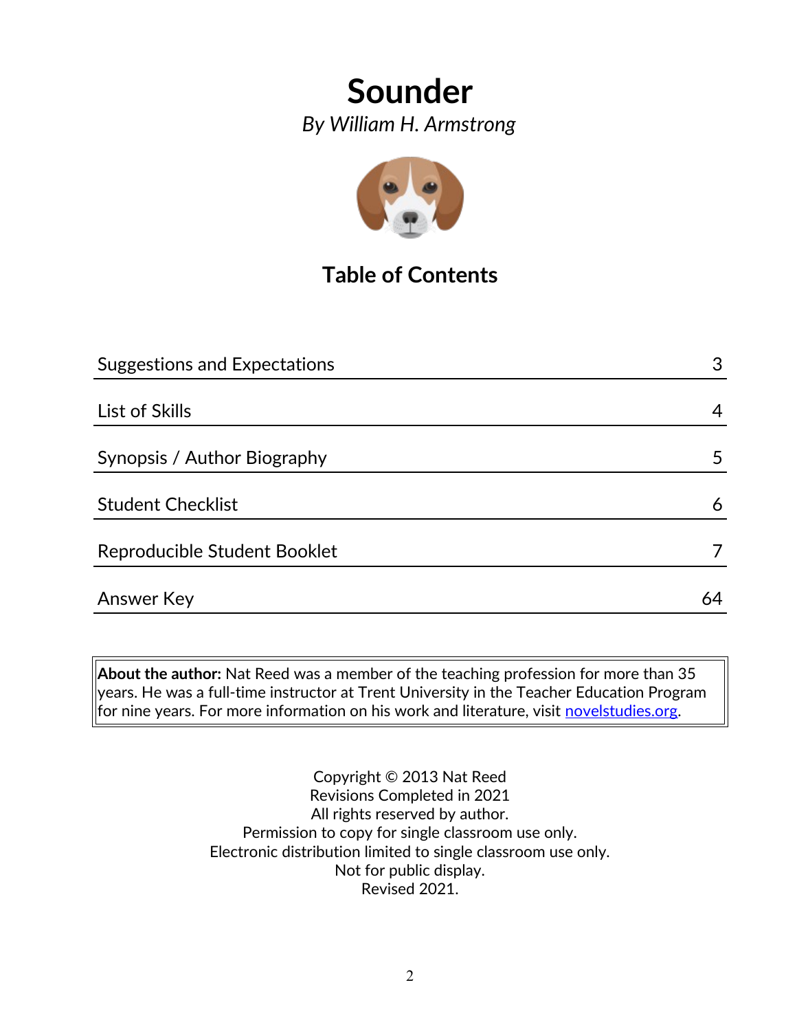# Sounder

*By William H. Armstrong*

## Table of Contents

| | |
|---|---|
| Suggestions and Expectations | 3 |
| List of Skills | 4 |
| Synopsis / Author Biography | 5 |
| Student Checklist | 6 |
| Reproducible Student Booklet | 7 |
| Answer Key | 64 |

**About the author:** Nat Reed was a member of the teaching profession for more than 35 years. He was a full-time instructor at Trent University in the Teacher Education Program for nine years. For more information on his work and literature, visit novelstudies.org.

Copyright © 2013 Nat Reed
Revisions Completed in 2021
All rights reserved by author.
Permission to copy for single classroom use only.
Electronic distribution limited to single classroom use only.
Not for public display.
Revised 2021.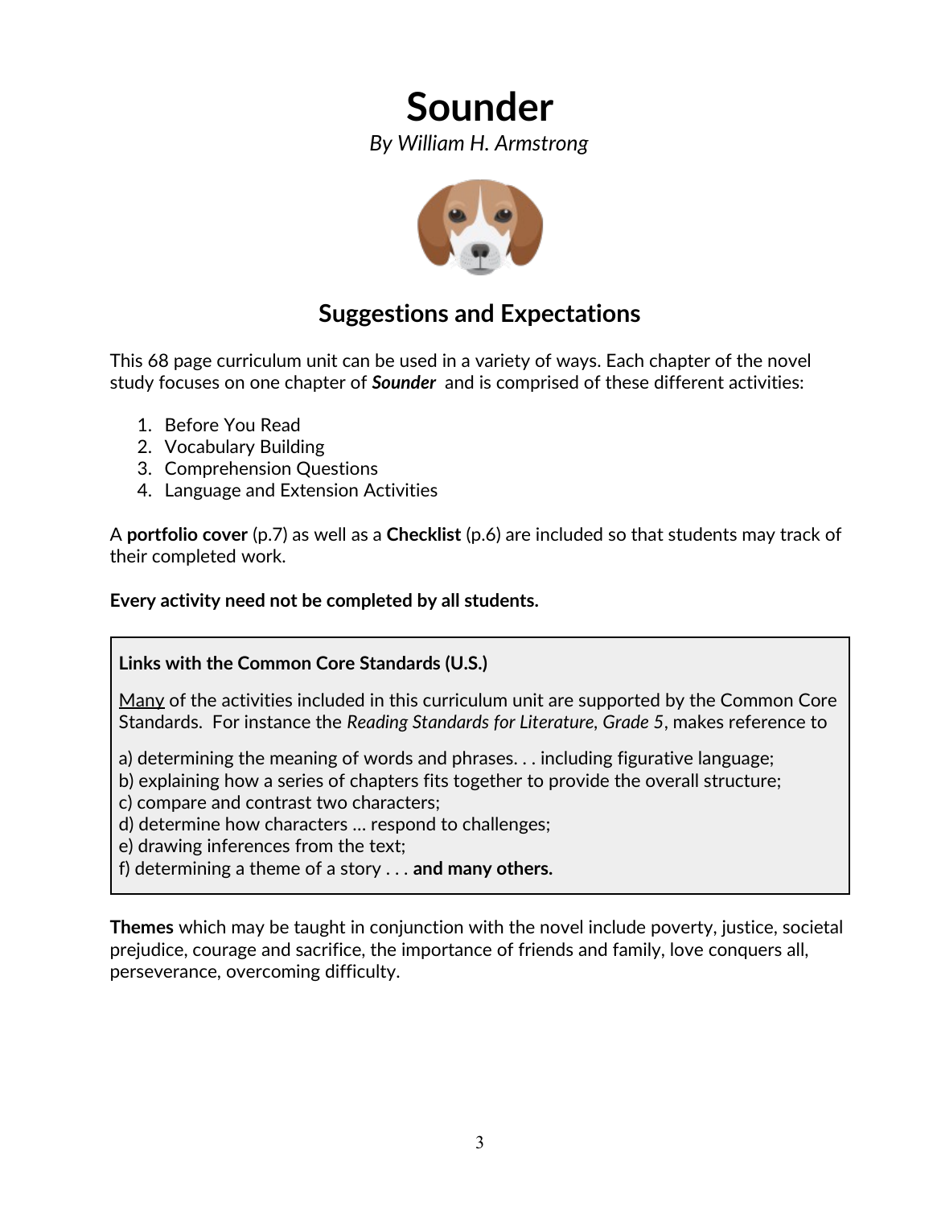# Sounder

*By William H. Armstrong*

## Suggestions and Expectations

This 68 page curriculum unit can be used in a variety of ways. Each chapter of the novel study focuses on one chapter of ***Sounder*** and is comprised of these different activities:

1. Before You Read
2. Vocabulary Building
3. Comprehension Questions
4. Language and Extension Activities

A **portfolio cover** (p.7) as well as a **Checklist** (p.6) are included so that students may track of their completed work.

**Every activity need not be completed by all students.**

**Links with the Common Core Standards (U.S.)**

<u>Many</u> of the activities included in this curriculum unit are supported by the Common Core Standards. For instance the *Reading Standards for Literature, Grade 5*, makes reference to

a) determining the meaning of words and phrases. . . including figurative language;
b) explaining how a series of chapters fits together to provide the overall structure;
c) compare and contrast two characters;
d) determine how characters … respond to challenges;
e) drawing inferences from the text;
f) determining a theme of a story . . . **and many others.**

**Themes** which may be taught in conjunction with the novel include poverty, justice, societal prejudice, courage and sacrifice, the importance of friends and family, love conquers all, perseverance, overcoming difficulty.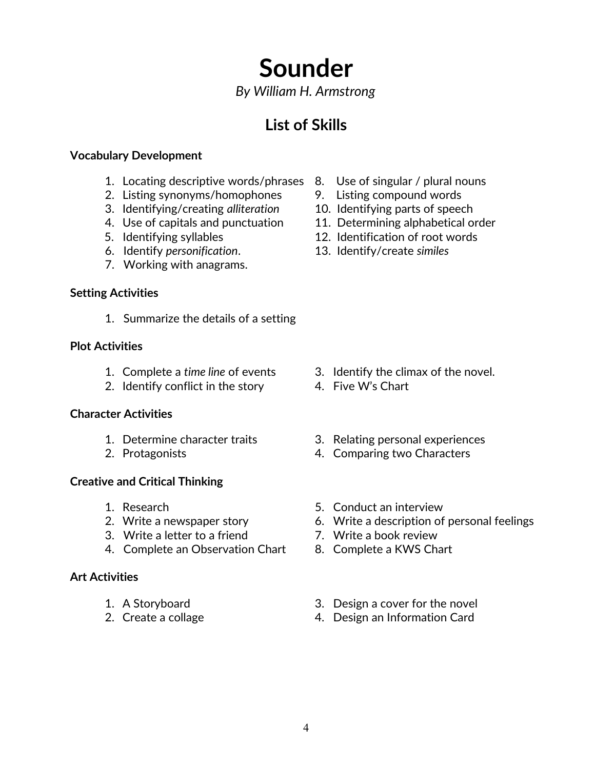# Sounder

*By William H. Armstrong*

## List of Skills

**Vocabulary Development**

1. Locating descriptive words/phrases
2. Listing synonyms/homophones
3. Identifying/creating *alliteration*
4. Use of capitals and punctuation
5. Identifying syllables
6. Identify *personification*.
7. Working with anagrams.
8. Use of singular / plural nouns
9. Listing compound words
10. Identifying parts of speech
11. Determining alphabetical order
12. Identification of root words
13. Identify/create *similes*

**Setting Activities**

1. Summarize the details of a setting

**Plot Activities**

1. Complete a *time line* of events
2. Identify conflict in the story
3. Identify the climax of the novel.
4. Five W's Chart

**Character Activities**

1. Determine character traits
2. Protagonists
3. Relating personal experiences
4. Comparing two Characters

**Creative and Critical Thinking**

1. Research
2. Write a newspaper story
3. Write a letter to a friend
4. Complete an Observation Chart
5. Conduct an interview
6. Write a description of personal feelings
7. Write a book review
8. Complete a KWS Chart

**Art Activities**

1. A Storyboard
2. Create a collage
3. Design a cover for the novel
4. Design an Information Card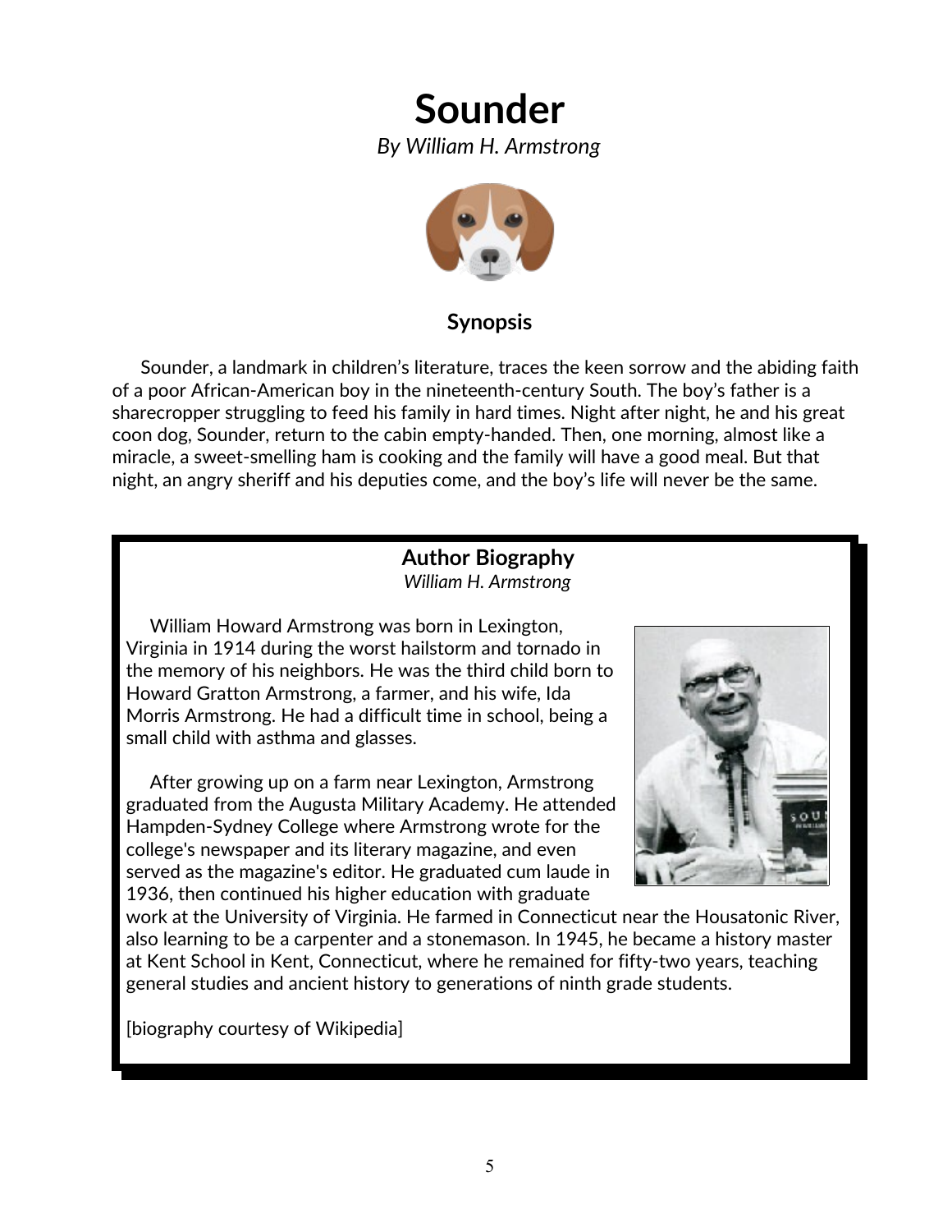# Sounder

*By William H. Armstrong*

## Synopsis

Sounder, a landmark in children's literature, traces the keen sorrow and the abiding faith of a poor African-American boy in the nineteenth-century South. The boy's father is a sharecropper struggling to feed his family in hard times. Night after night, he and his great coon dog, Sounder, return to the cabin empty-handed. Then, one morning, almost like a miracle, a sweet-smelling ham is cooking and the family will have a good meal. But that night, an angry sheriff and his deputies come, and the boy's life will never be the same.

## Author Biography

*William H. Armstrong*

William Howard Armstrong was born in Lexington, Virginia in 1914 during the worst hailstorm and tornado in the memory of his neighbors. He was the third child born to Howard Gratton Armstrong, a farmer, and his wife, Ida Morris Armstrong. He had a difficult time in school, being a small child with asthma and glasses.

After growing up on a farm near Lexington, Armstrong graduated from the Augusta Military Academy. He attended Hampden-Sydney College where Armstrong wrote for the college's newspaper and its literary magazine, and even served as the magazine's editor. He graduated cum laude in 1936, then continued his higher education with graduate work at the University of Virginia. He farmed in Connecticut near the Housatonic River, also learning to be a carpenter and a stonemason. In 1945, he became a history master at Kent School in Kent, Connecticut, where he remained for fifty-two years, teaching general studies and ancient history to generations of ninth grade students.

[biography courtesy of Wikipedia]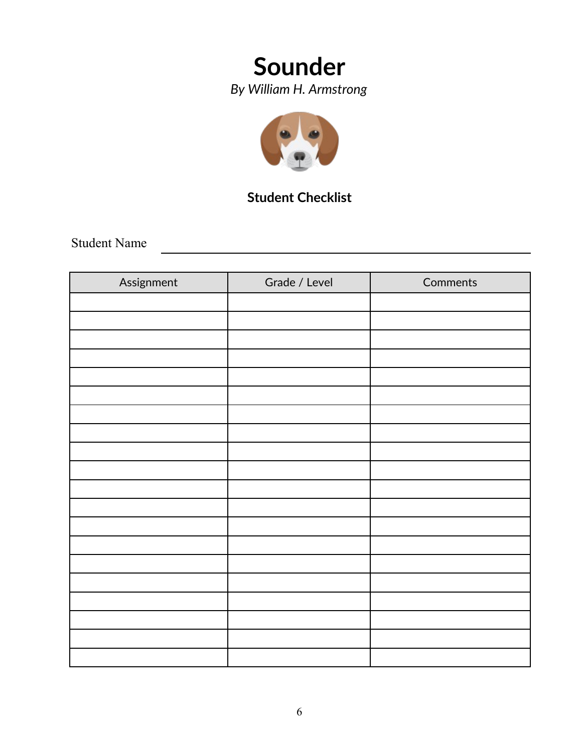# Sounder

*By William H. Armstrong*

**Student Checklist**

Student Name ______________________________

| Assignment | Grade / Level | Comments |
|---|---|---|
| | | |
| | | |
| | | |
| | | |
| | | |
| | | |
| | | |
| | | |
| | | |
| | | |
| | | |
| | | |
| | | |
| | | |
| | | |
| | | |
| | | |
| | | |
| | | |
| | | |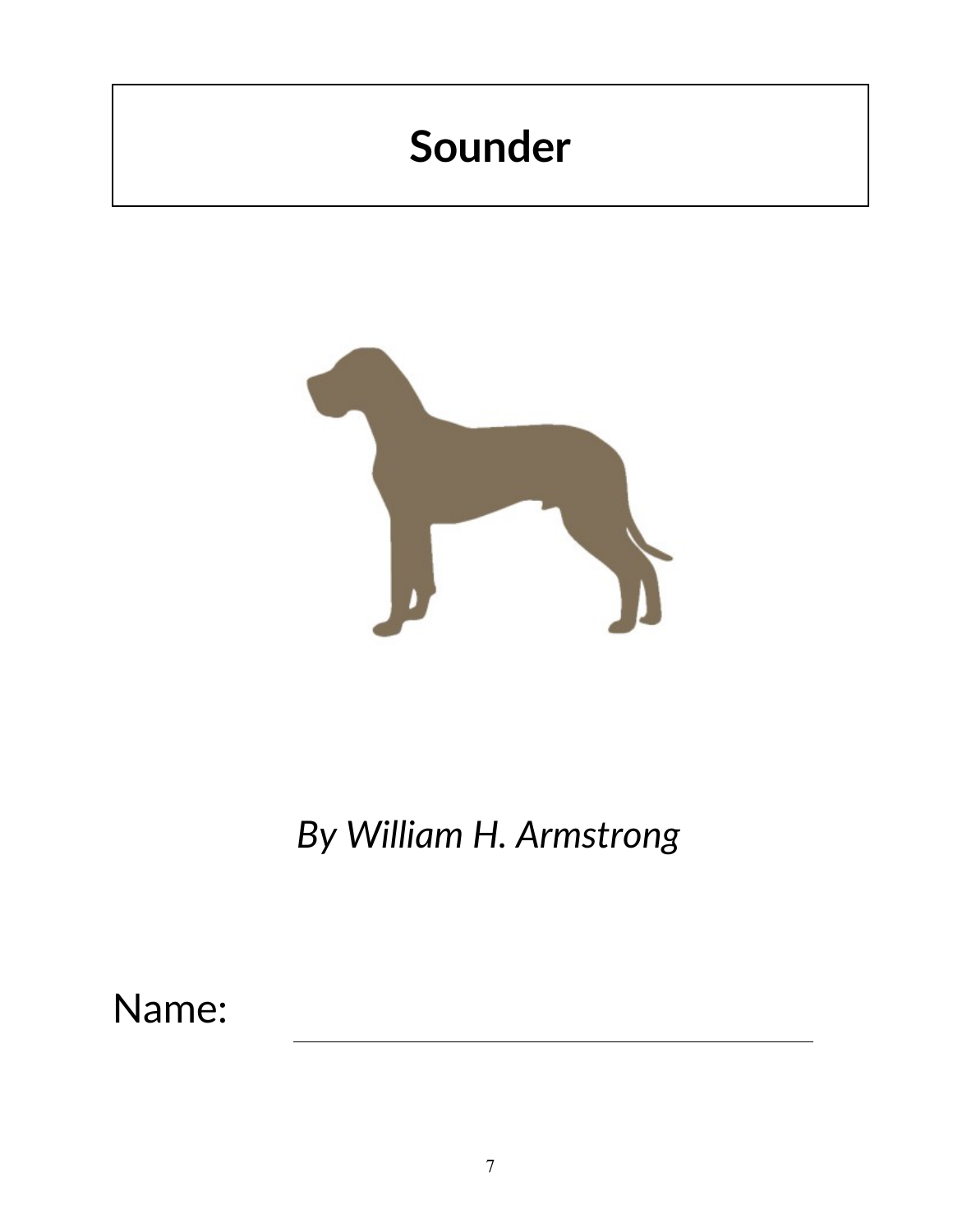# Sounder

*By William H. Armstrong*

Name: ______________________________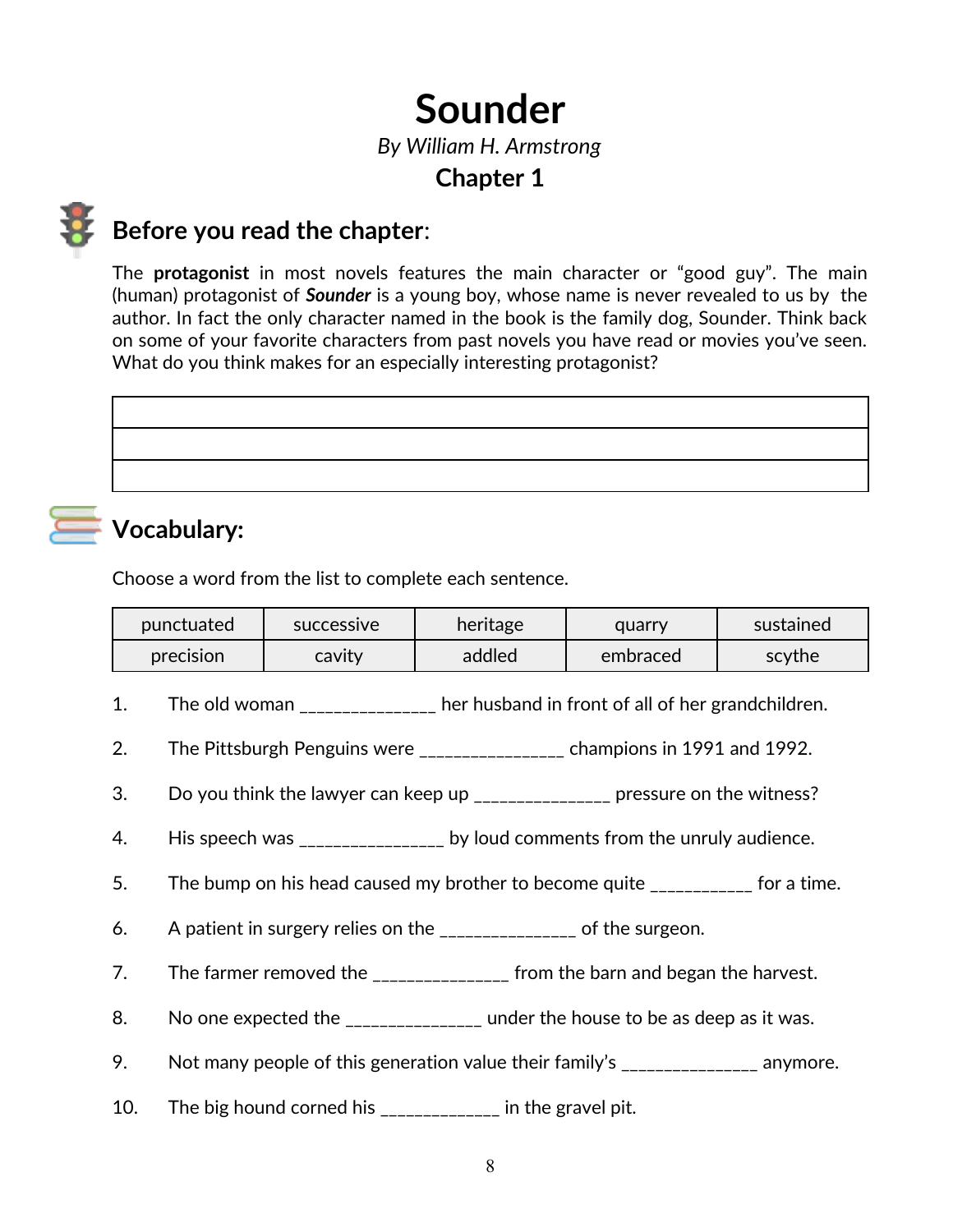# Sounder

*By William H. Armstrong*

## Chapter 1

## Before you read the chapter:

The **protagonist** in most novels features the main character or "good guy". The main (human) protagonist of ***Sounder*** is a young boy, whose name is never revealed to us by the author. In fact the only character named in the book is the family dog, Sounder. Think back on some of your favorite characters from past novels you have read or movies you've seen. What do you think makes for an especially interesting protagonist?

| |
|---|
| |
| |
| |

## Vocabulary:

Choose a word from the list to complete each sentence.

| punctuated | successive | heritage | quarry | sustained |
|---|---|---|---|---|
| precision | cavity | addled | embraced | scythe |

1. The old woman _______________ her husband in front of all of her grandchildren.

2. The Pittsburgh Penguins were ________________ champions in 1991 and 1992.

3. Do you think the lawyer can keep up _______________ pressure on the witness?

4. His speech was ________________ by loud comments from the unruly audience.

5. The bump on his head caused my brother to become quite ___________ for a time.

6. A patient in surgery relies on the _______________ of the surgeon.

7. The farmer removed the _______________ from the barn and began the harvest.

8. No one expected the _______________ under the house to be as deep as it was.

9. Not many people of this generation value their family's _______________ anymore.

10. The big hound corned his _____________ in the gravel pit.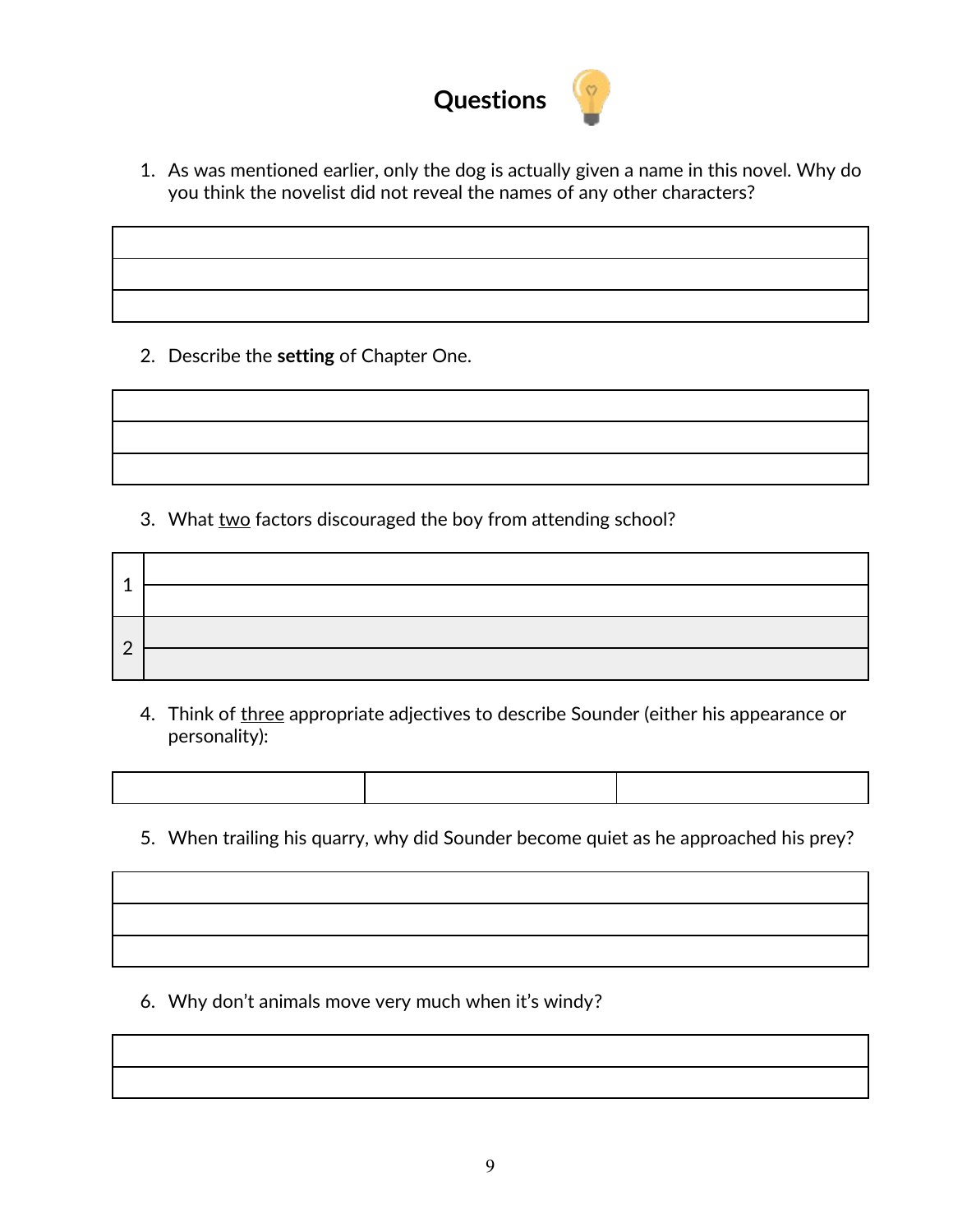# Questions

1. As was mentioned earlier, only the dog is actually given a name in this novel. Why do you think the novelist did not reveal the names of any other characters?

| |
|---|
| |
| |
| |

2. Describe the **setting** of Chapter One.

| |
|---|
| |
| |
| |

3. What <u>two</u> factors discouraged the boy from attending school?

| | |
|---|---|
| 1 | |
| | |
| 2 | |
| | |

4. Think of <u>three</u> appropriate adjectives to describe Sounder (either his appearance or personality):

| | | |
|---|---|---|
| | | |

5. When trailing his quarry, why did Sounder become quiet as he approached his prey?

| |
|---|
| |
| |
| |

6. Why don't animals move very much when it's windy?

| |
|---|
| |
| |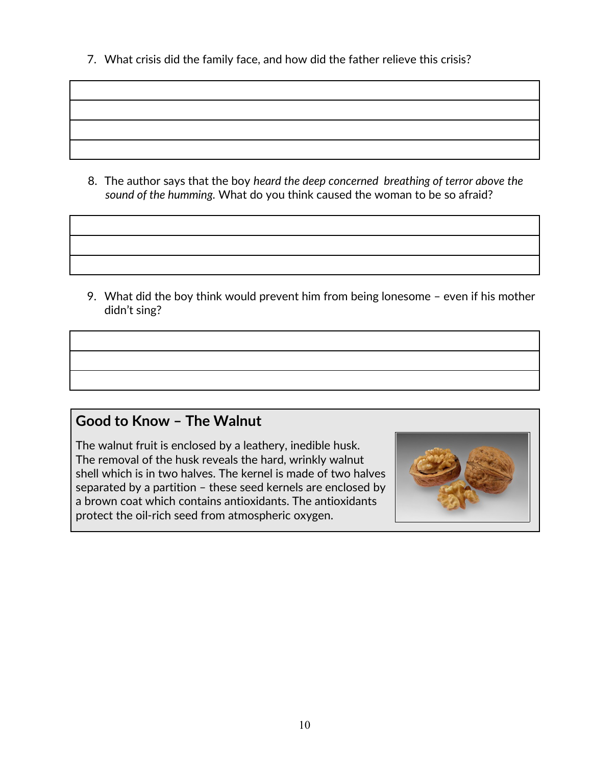7. What crisis did the family face, and how did the father relieve this crisis?

8. The author says that the boy *heard the deep concerned breathing of terror above the sound of the humming.* What do you think caused the woman to be so afraid?

9. What did the boy think would prevent him from being lonesome – even if his mother didn't sing?

## Good to Know – The Walnut

The walnut fruit is enclosed by a leathery, inedible husk. The removal of the husk reveals the hard, wrinkly walnut shell which is in two halves. The kernel is made of two halves separated by a partition – these seed kernels are enclosed by a brown coat which contains antioxidants. The antioxidants protect the oil-rich seed from atmospheric oxygen.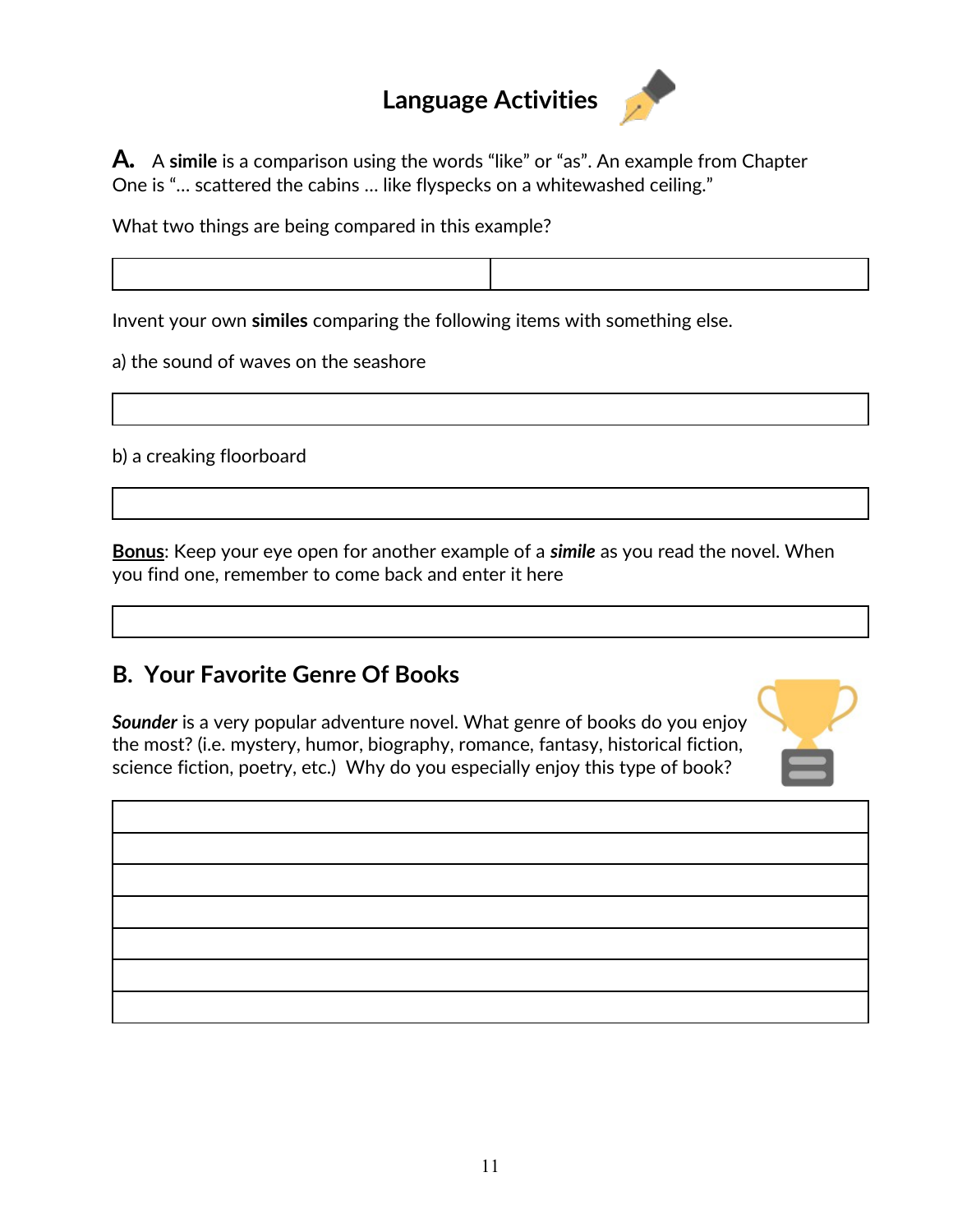# Language Activities

**A.** A **simile** is a comparison using the words "like" or "as". An example from Chapter One is "... scattered the cabins ... like flyspecks on a whitewashed ceiling."

What two things are being compared in this example?

| | |
|---|---|
| | |

Invent your own **similes** comparing the following items with something else.

a) the sound of waves on the seashore

| |
|---|
| |

b) a creaking floorboard

| |
|---|
| |

**Bonus**: Keep your eye open for another example of a ***simile*** as you read the novel. When you find one, remember to come back and enter it here

| |
|---|
| |

## B. Your Favorite Genre Of Books

***Sounder*** is a very popular adventure novel. What genre of books do you enjoy the most? (i.e. mystery, humor, biography, romance, fantasy, historical fiction, science fiction, poetry, etc.) Why do you especially enjoy this type of book?

| |
|---|
| |
| |
| |
| |
| |
| |
| |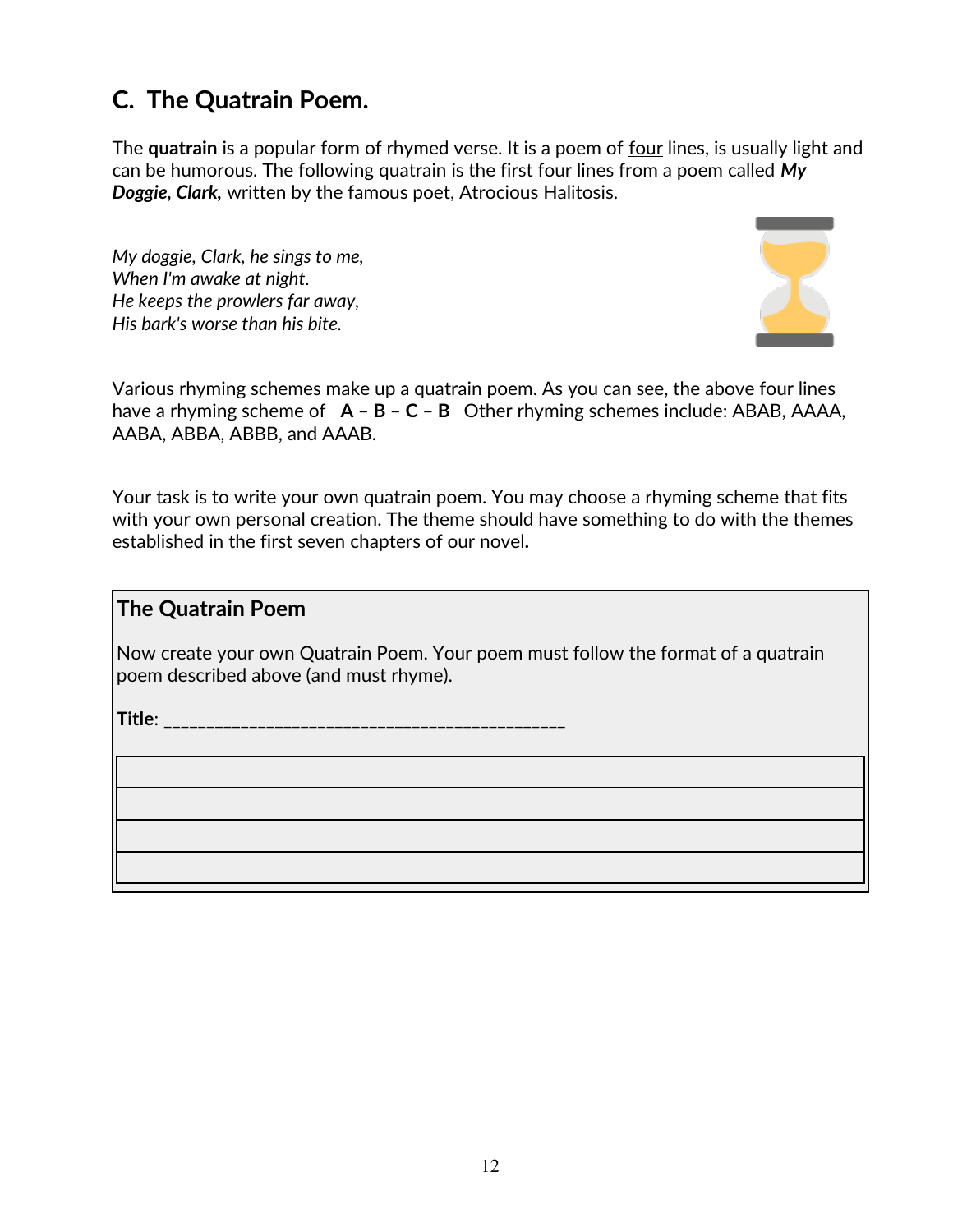## C. The Quatrain Poem.

The **quatrain** is a popular form of rhymed verse. It is a poem of <u>four</u> lines, is usually light and can be humorous. The following quatrain is the first four lines from a poem called ***My Doggie, Clark,*** written by the famous poet, Atrocious Halitosis.

*My doggie, Clark, he sings to me,*
*When I'm awake at night.*
*He keeps the prowlers far away,*
*His bark's worse than his bite.*

Various rhyming schemes make up a quatrain poem. As you can see, the above four lines have a rhyming scheme of **A – B – C – B** Other rhyming schemes include: ABAB, AAAA, AABA, ABBA, ABBB, and AAAB.

Your task is to write your own quatrain poem. You may choose a rhyming scheme that fits with your own personal creation. The theme should have something to do with the themes established in the first seven chapters of our novel**.**

### The Quatrain Poem

Now create your own Quatrain Poem. Your poem must follow the format of a quatrain poem described above (and must rhyme).

**Title**: ____________________________________________

| |
|---|
| |
| |
| |
| |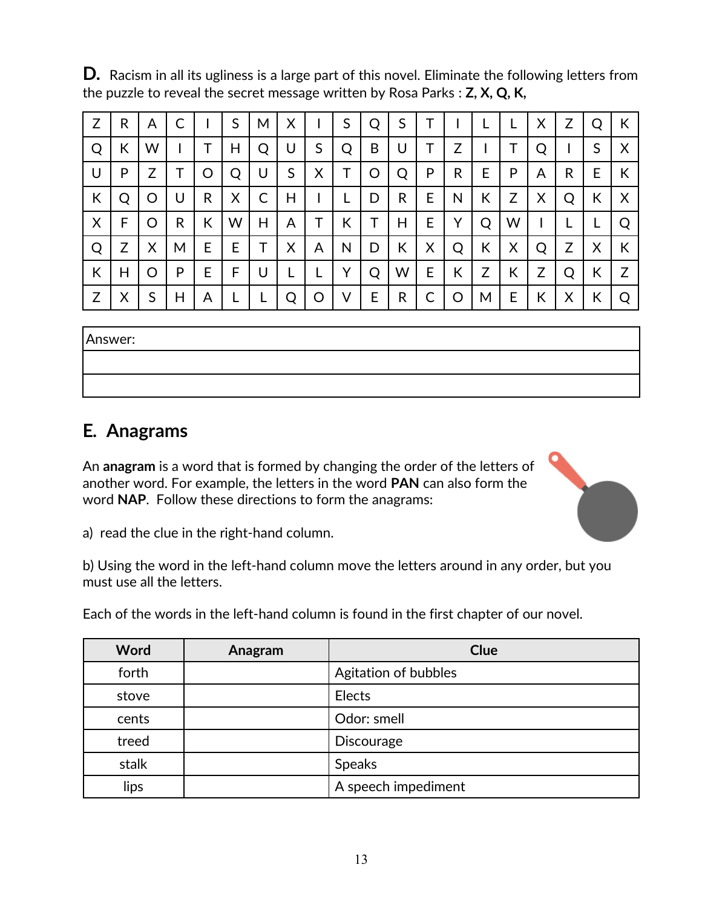**D.** Racism in all its ugliness is a large part of this novel. Eliminate the following letters from the puzzle to reveal the secret message written by Rosa Parks : **Z, X, Q, K,**

| | | | | | | | | | | | | | | | | | | | |
|---|---|---|---|---|---|---|---|---|---|---|---|---|---|---|---|---|---|---|---|
| Z | R | A | C | I | S | M | X | I | S | Q | S | T | I | L | L | X | Z | Q | K |
| Q | K | W | I | T | H | Q | U | S | Q | B | U | T | Z | I | T | Q | I | S | X |
| U | P | Z | T | O | Q | U | S | X | T | O | Q | P | R | E | P | A | R | E | K |
| K | Q | O | U | R | X | C | H | I | L | D | R | E | N | K | Z | X | Q | K | X |
| X | F | O | R | K | W | H | A | T | K | T | H | E | Y | Q | W | I | L | L | Q |
| Q | Z | X | M | E | E | T | X | A | N | D | K | X | Q | K | X | Q | Z | X | K |
| K | H | O | P | E | F | U | L | L | Y | Q | W | E | K | Z | K | Z | Q | K | Z |
| Z | X | S | H | A | L | L | Q | O | V | E | R | C | O | M | E | K | X | K | Q |

| Answer: |
|---|
| |
| |

## E. Anagrams

An **anagram** is a word that is formed by changing the order of the letters of another word. For example, the letters in the word **PAN** can also form the word **NAP**. Follow these directions to form the anagrams:

a) read the clue in the right-hand column.

b) Using the word in the left-hand column move the letters around in any order, but you must use all the letters.

Each of the words in the left-hand column is found in the first chapter of our novel.

| Word | Anagram | Clue |
|---|---|---|
| forth | | Agitation of bubbles |
| stove | | Elects |
| cents | | Odor: smell |
| treed | | Discourage |
| stalk | | Speaks |
| lips | | A speech impediment |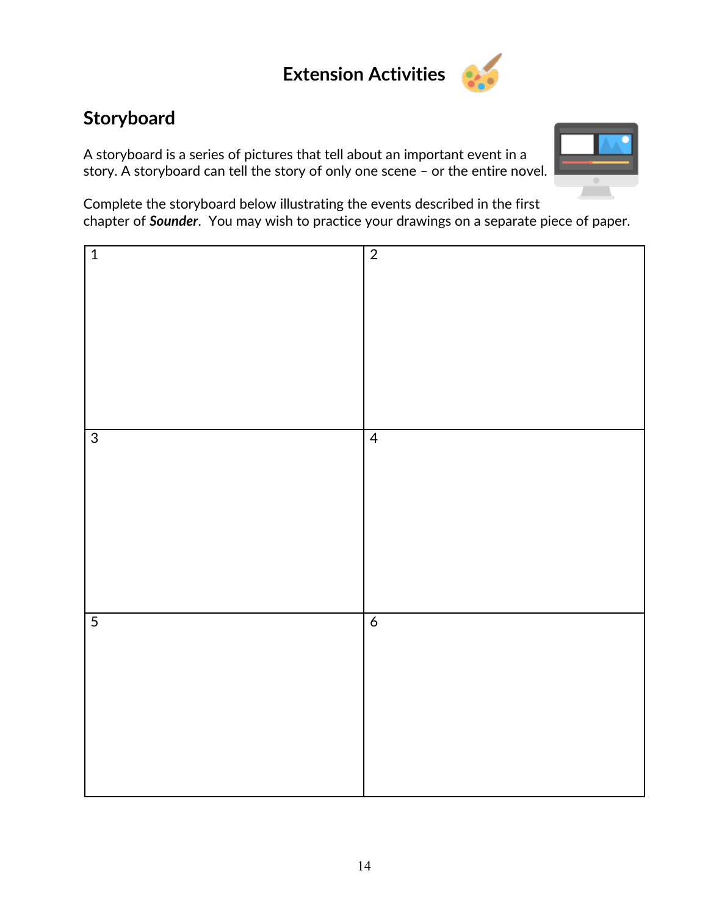# Extension Activities

## Storyboard

A storyboard is a series of pictures that tell about an important event in a story. A storyboard can tell the story of only one scene – or the entire novel.

Complete the storyboard below illustrating the events described in the first chapter of ***Sounder***. You may wish to practice your drawings on a separate piece of paper.

| | |
|---|---|
| 1 | 2 |
| 3 | 4 |
| 5 | 6 |